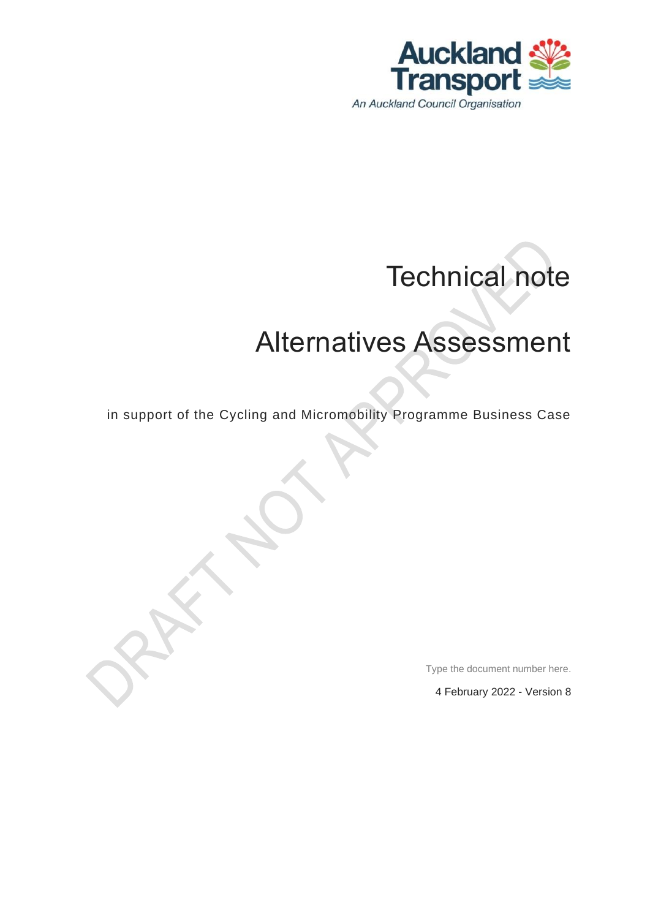Auckland Transport

An Auckland Council Organisation

# Technical note

# Alternatives Assessment

in support of the Cycling and Micromobility Programme Business Case

DRAFT NOT APPROVED

Type the document number here.

4 February 2022 - Version 8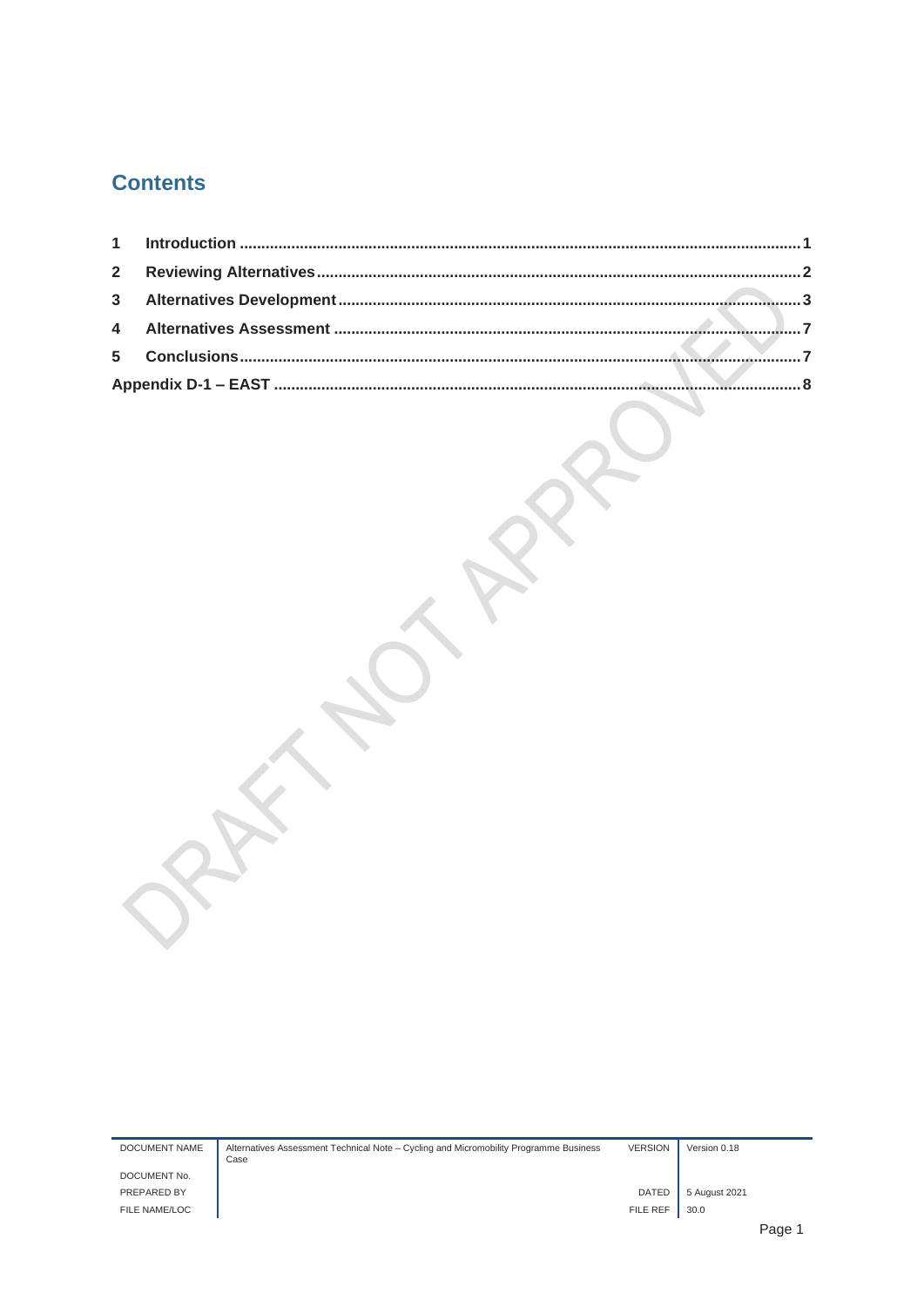# Contents

1 Introduction .......... 1

2 Reviewing Alternatives .......... 2

3 Alternatives Development .......... 3

4 Alternatives Assessment .......... 7

5 Conclusions .......... 7

Appendix D-1 – EAST .......... 8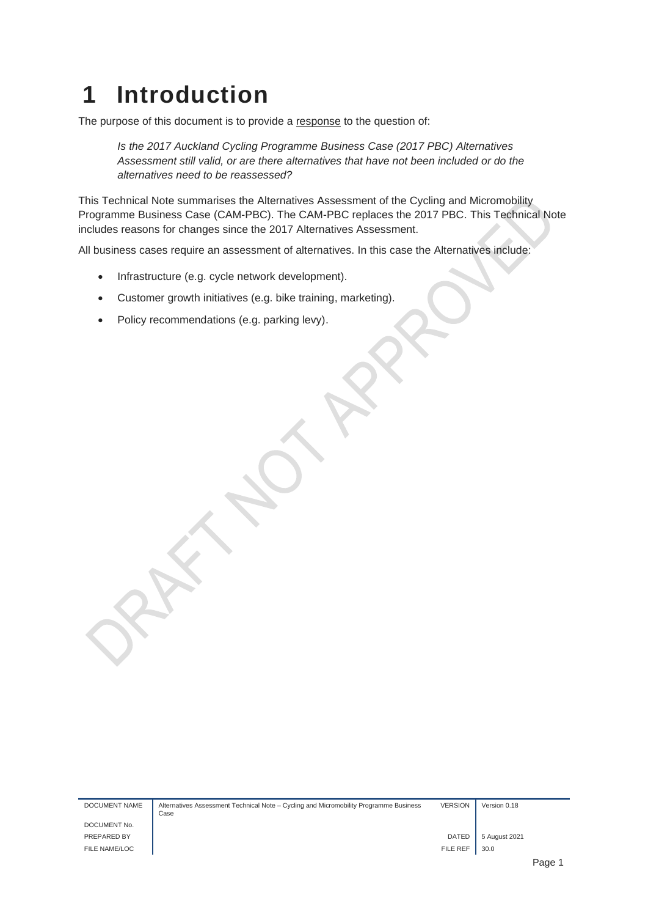# 1 Introduction

The purpose of this document is to provide a response to the question of:

> *Is the 2017 Auckland Cycling Programme Business Case (2017 PBC) Alternatives Assessment still valid, or are there alternatives that have not been included or do the alternatives need to be reassessed?*

This Technical Note summarises the Alternatives Assessment of the Cycling and Micromobility Programme Business Case (CAM-PBC). The CAM-PBC replaces the 2017 PBC. This Technical Note includes reasons for changes since the 2017 Alternatives Assessment.

All business cases require an assessment of alternatives. In this case the Alternatives include:

- Infrastructure (e.g. cycle network development).
- Customer growth initiatives (e.g. bike training, marketing).
- Policy recommendations (e.g. parking levy).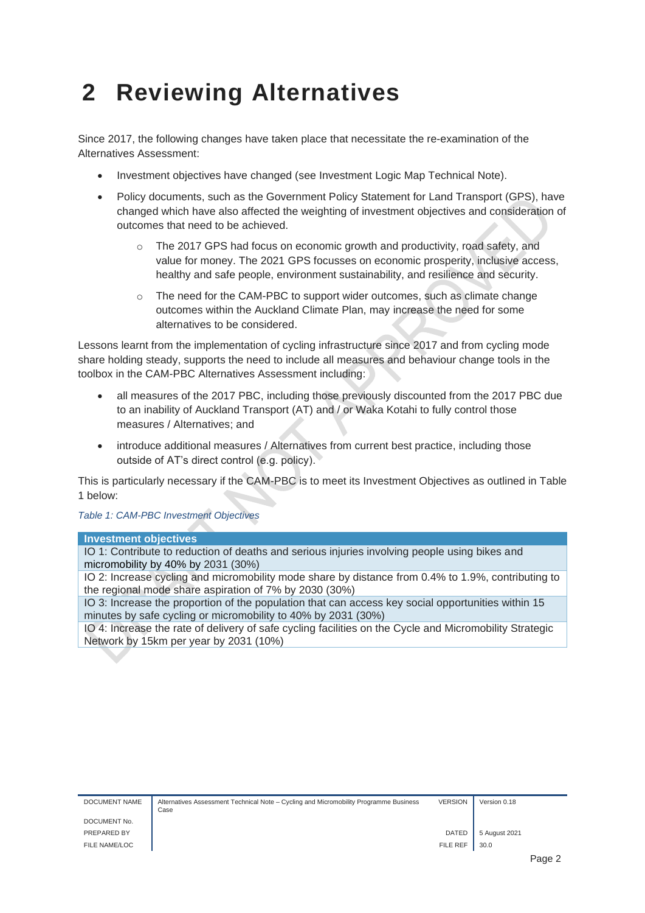# 2 Reviewing Alternatives

Since 2017, the following changes have taken place that necessitate the re-examination of the Alternatives Assessment:

- Investment objectives have changed (see Investment Logic Map Technical Note).
- Policy documents, such as the Government Policy Statement for Land Transport (GPS), have changed which have also affected the weighting of investment objectives and consideration of outcomes that need to be achieved.
  - The 2017 GPS had focus on economic growth and productivity, road safety, and value for money. The 2021 GPS focusses on economic prosperity, inclusive access, healthy and safe people, environment sustainability, and resilience and security.
  - The need for the CAM-PBC to support wider outcomes, such as climate change outcomes within the Auckland Climate Plan, may increase the need for some alternatives to be considered.

Lessons learnt from the implementation of cycling infrastructure since 2017 and from cycling mode share holding steady, supports the need to include all measures and behaviour change tools in the toolbox in the CAM-PBC Alternatives Assessment including:

- all measures of the 2017 PBC, including those previously discounted from the 2017 PBC due to an inability of Auckland Transport (AT) and / or Waka Kotahi to fully control those measures / Alternatives; and
- introduce additional measures / Alternatives from current best practice, including those outside of AT's direct control (e.g. policy).

This is particularly necessary if the CAM-PBC is to meet its Investment Objectives as outlined in Table 1 below:

*Table 1: CAM-PBC Investment Objectives*

| Investment objectives |
|---|
| IO 1: Contribute to reduction of deaths and serious injuries involving people using bikes and micromobility by 40% by 2031 (30%) |
| IO 2: Increase cycling and micromobility mode share by distance from 0.4% to 1.9%, contributing to the regional mode share aspiration of 7% by 2030 (30%) |
| IO 3: Increase the proportion of the population that can access key social opportunities within 15 minutes by safe cycling or micromobility to 40% by 2031 (30%) |
| IO 4: Increase the rate of delivery of safe cycling facilities on the Cycle and Micromobility Strategic Network by 15km per year by 2031 (10%) |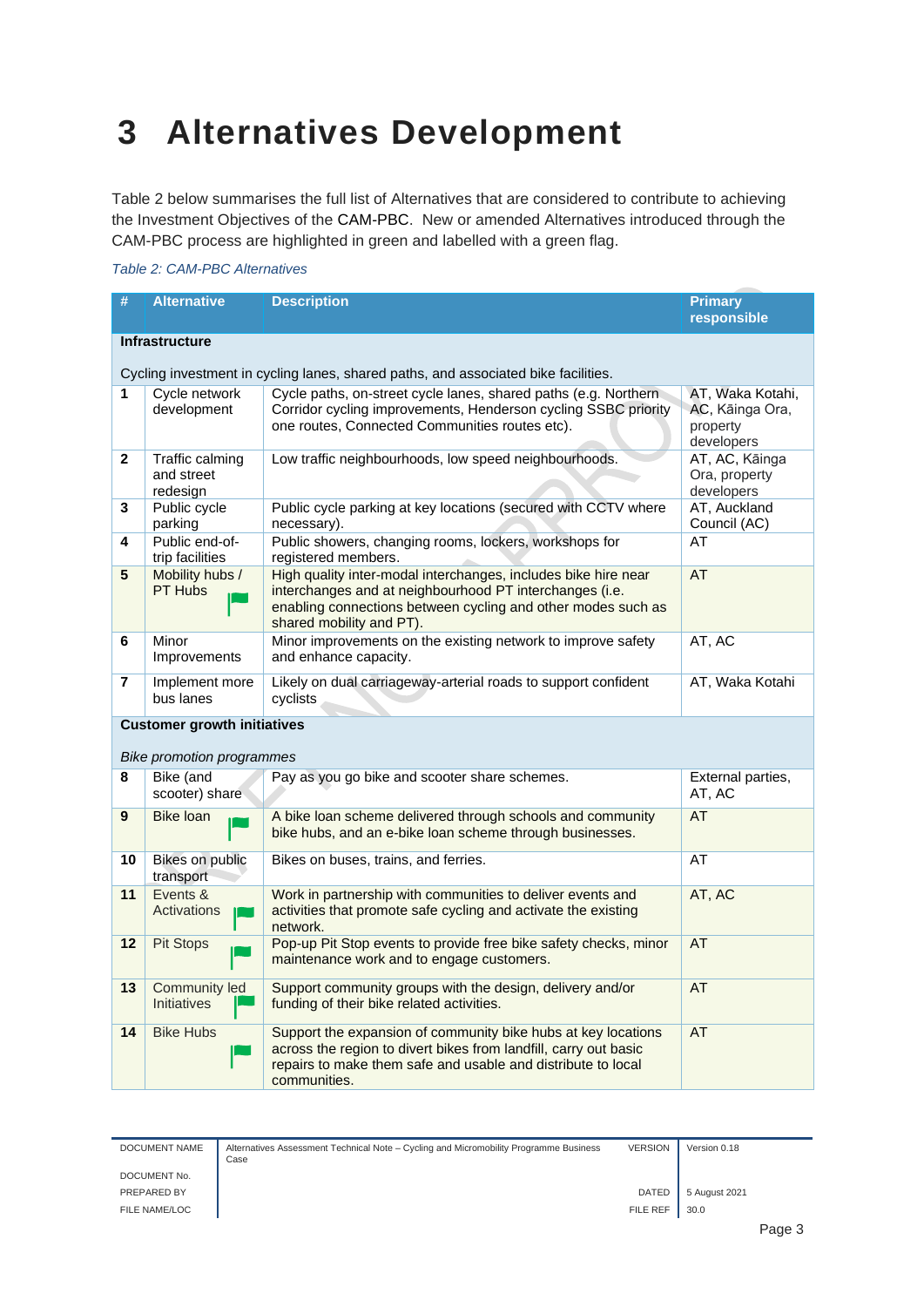# 3 Alternatives Development

Table 2 below summarises the full list of Alternatives that are considered to contribute to achieving the Investment Objectives of the CAM-PBC. New or amended Alternatives introduced through the CAM-PBC process are highlighted in green and labelled with a green flag.

*Table 2: CAM-PBC Alternatives*

| # | Alternative | Description | Primary responsible |
|---|---|---|---|
| **Infrastructure**<br><br>Cycling investment in cycling lanes, shared paths, and associated bike facilities. | | | |
| **1** | Cycle network development | Cycle paths, on-street cycle lanes, shared paths (e.g. Northern Corridor cycling improvements, Henderson cycling SSBC priority one routes, Connected Communities routes etc). | AT, Waka Kotahi, AC, Kāinga Ora, property developers |
| **2** | Traffic calming and street redesign | Low traffic neighbourhoods, low speed neighbourhoods. | AT, AC, Kāinga Ora, property developers |
| **3** | Public cycle parking | Public cycle parking at key locations (secured with CCTV where necessary). | AT, Auckland Council (AC) |
| **4** | Public end-of-trip facilities | Public showers, changing rooms, lockers, workshops for registered members. | AT |
| **5** | Mobility hubs / PT Hubs 🚩 | High quality inter-modal interchanges, includes bike hire near interchanges and at neighbourhood PT interchanges (i.e. enabling connections between cycling and other modes such as shared mobility and PT). | AT |
| **6** | Minor Improvements | Minor improvements on the existing network to improve safety and enhance capacity. | AT, AC |
| **7** | Implement more bus lanes | Likely on dual carriageway-arterial roads to support confident cyclists | AT, Waka Kotahi |
| **Customer growth initiatives**<br><br>*Bike promotion programmes* | | | |
| **8** | Bike (and scooter) share | Pay as you go bike and scooter share schemes. | External parties, AT, AC |
| **9** | Bike loan 🚩 | A bike loan scheme delivered through schools and community bike hubs, and an e-bike loan scheme through businesses. | AT |
| **10** | Bikes on public transport | Bikes on buses, trains, and ferries. | AT |
| **11** | Events & Activations 🚩 | Work in partnership with communities to deliver events and activities that promote safe cycling and activate the existing network. | AT, AC |
| **12** | Pit Stops 🚩 | Pop-up Pit Stop events to provide free bike safety checks, minor maintenance work and to engage customers. | AT |
| **13** | Community led Initiatives 🚩 | Support community groups with the design, delivery and/or funding of their bike related activities. | AT |
| **14** | Bike Hubs 🚩 | Support the expansion of community bike hubs at key locations across the region to divert bikes from landfill, carry out basic repairs to make them safe and usable and distribute to local communities. | AT |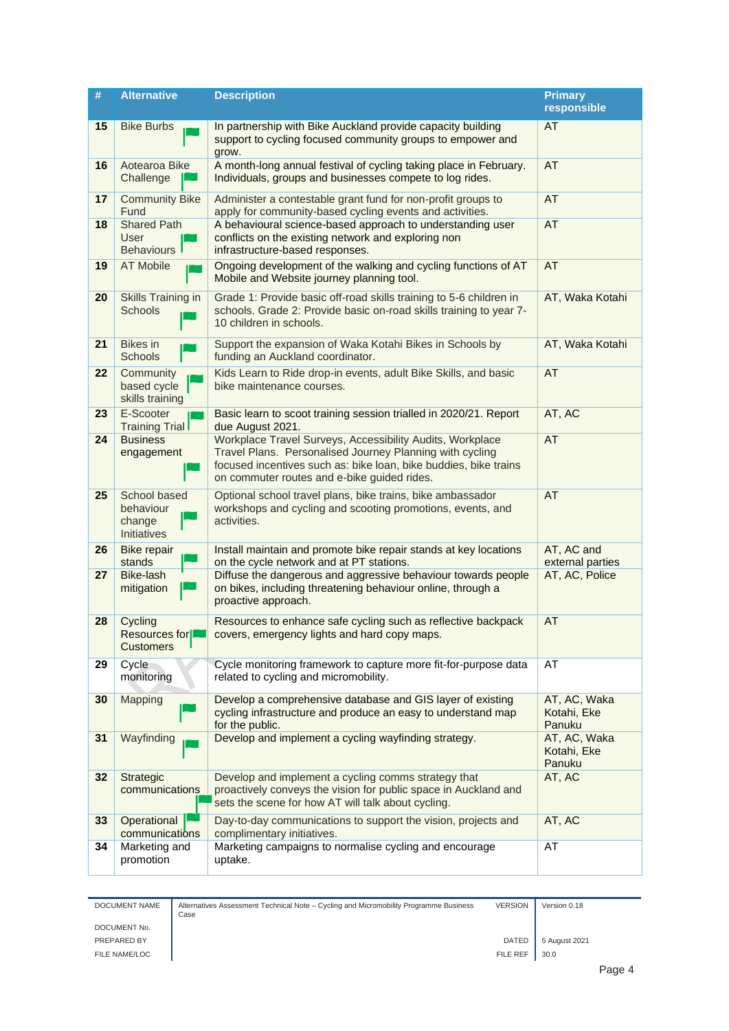| # | Alternative | Description | Primary responsible |
|---|---|---|---|
| 15 | Bike Burbs | In partnership with Bike Auckland provide capacity building support to cycling focused community groups to empower and grow. | AT |
| 16 | Aotearoa Bike Challenge | A month-long annual festival of cycling taking place in February. Individuals, groups and businesses compete to log rides. | AT |
| 17 | Community Bike Fund | Administer a contestable grant fund for non-profit groups to apply for community-based cycling events and activities. | AT |
| 18 | Shared Path User Behaviours | A behavioural science-based approach to understanding user conflicts on the existing network and exploring non infrastructure-based responses. | AT |
| 19 | AT Mobile | Ongoing development of the walking and cycling functions of AT Mobile and Website journey planning tool. | AT |
| 20 | Skills Training in Schools | Grade 1: Provide basic off-road skills training to 5-6 children in schools. Grade 2: Provide basic on-road skills training to year 7-10 children in schools. | AT, Waka Kotahi |
| 21 | Bikes in Schools | Support the expansion of Waka Kotahi Bikes in Schools by funding an Auckland coordinator. | AT, Waka Kotahi |
| 22 | Community based cycle skills training | Kids Learn to Ride drop-in events, adult Bike Skills, and basic bike maintenance courses. | AT |
| 23 | E-Scooter Training Trial | Basic learn to scoot training session trialled in 2020/21. Report due August 2021. | AT, AC |
| 24 | Business engagement | Workplace Travel Surveys, Accessibility Audits, Workplace Travel Plans. Personalised Journey Planning with cycling focused incentives such as: bike loan, bike buddies, bike trains on commuter routes and e-bike guided rides. | AT |
| 25 | School based behaviour change Initiatives | Optional school travel plans, bike trains, bike ambassador workshops and cycling and scooting promotions, events, and activities. | AT |
| 26 | Bike repair stands | Install maintain and promote bike repair stands at key locations on the cycle network and at PT stations. | AT, AC and external parties |
| 27 | Bike-lash mitigation | Diffuse the dangerous and aggressive behaviour towards people on bikes, including threatening behaviour online, through a proactive approach. | AT, AC, Police |
| 28 | Cycling Resources for Customers | Resources to enhance safe cycling such as reflective backpack covers, emergency lights and hard copy maps. | AT |
| 29 | Cycle monitoring | Cycle monitoring framework to capture more fit-for-purpose data related to cycling and micromobility. | AT |
| 30 | Mapping | Develop a comprehensive database and GIS layer of existing cycling infrastructure and produce an easy to understand map for the public. | AT, AC, Waka Kotahi, Eke Panuku |
| 31 | Wayfinding | Develop and implement a cycling wayfinding strategy. | AT, AC, Waka Kotahi, Eke Panuku |
| 32 | Strategic communications | Develop and implement a cycling comms strategy that proactively conveys the vision for public space in Auckland and sets the scene for how AT will talk about cycling. | AT, AC |
| 33 | Operational communications | Day-to-day communications to support the vision, projects and complimentary initiatives. | AT, AC |
| 34 | Marketing and promotion | Marketing campaigns to normalise cycling and encourage uptake. | AT |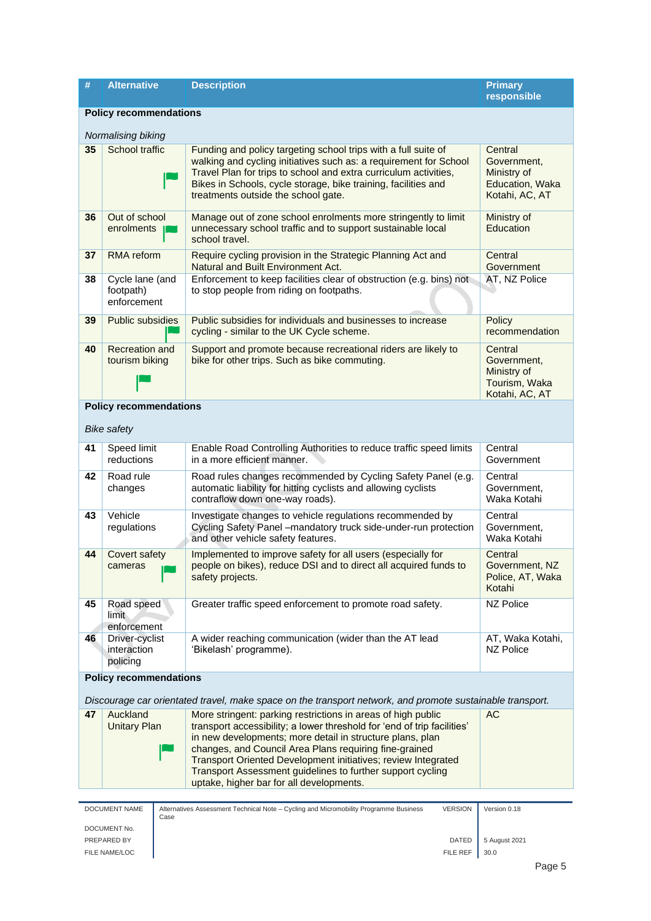| # | Alternative | Description | Primary responsible |
|---|---|---|---|
| **Policy recommendations**<br><br>*Normalising biking* | | | |
| 35 | School traffic | Funding and policy targeting school trips with a full suite of walking and cycling initiatives such as: a requirement for School Travel Plan for trips to school and extra curriculum activities, Bikes in Schools, cycle storage, bike training, facilities and treatments outside the school gate. | Central Government, Ministry of Education, Waka Kotahi, AC, AT |
| 36 | Out of school enrolments | Manage out of zone school enrolments more stringently to limit unnecessary school traffic and to support sustainable local school travel. | Ministry of Education |
| 37 | RMA reform | Require cycling provision in the Strategic Planning Act and Natural and Built Environment Act. | Central Government |
| 38 | Cycle lane (and footpath) enforcement | Enforcement to keep facilities clear of obstruction (e.g. bins) not to stop people from riding on footpaths. | AT, NZ Police |
| 39 | Public subsidies | Public subsidies for individuals and businesses to increase cycling - similar to the UK Cycle scheme. | Policy recommendation |
| 40 | Recreation and tourism biking | Support and promote because recreational riders are likely to bike for other trips. Such as bike commuting. | Central Government, Ministry of Tourism, Waka Kotahi, AC, AT |
| **Policy recommendations**<br><br>*Bike safety* | | | |
| 41 | Speed limit reductions | Enable Road Controlling Authorities to reduce traffic speed limits in a more efficient manner. | Central Government |
| 42 | Road rule changes | Road rules changes recommended by Cycling Safety Panel (e.g. automatic liability for hitting cyclists and allowing cyclists contraflow down one-way roads). | Central Government, Waka Kotahi |
| 43 | Vehicle regulations | Investigate changes to vehicle regulations recommended by Cycling Safety Panel –mandatory truck side-under-run protection and other vehicle safety features. | Central Government, Waka Kotahi |
| 44 | Covert safety cameras | Implemented to improve safety for all users (especially for people on bikes), reduce DSI and to direct all acquired funds to safety projects. | Central Government, NZ Police, AT, Waka Kotahi |
| 45 | Road speed limit enforcement | Greater traffic speed enforcement to promote road safety. | NZ Police |
| 46 | Driver-cyclist interaction policing | A wider reaching communication (wider than the AT lead 'Bikelash' programme). | AT, Waka Kotahi, NZ Police |
| **Policy recommendations**<br><br>*Discourage car orientated travel, make space on the transport network, and promote sustainable transport.* | | | |
| 47 | Auckland Unitary Plan | More stringent: parking restrictions in areas of high public transport accessibility; a lower threshold for 'end of trip facilities' in new developments; more detail in structure plans, plan changes, and Council Area Plans requiring fine-grained Transport Oriented Development initiatives; review Integrated Transport Assessment guidelines to further support cycling uptake, higher bar for all developments. | AC |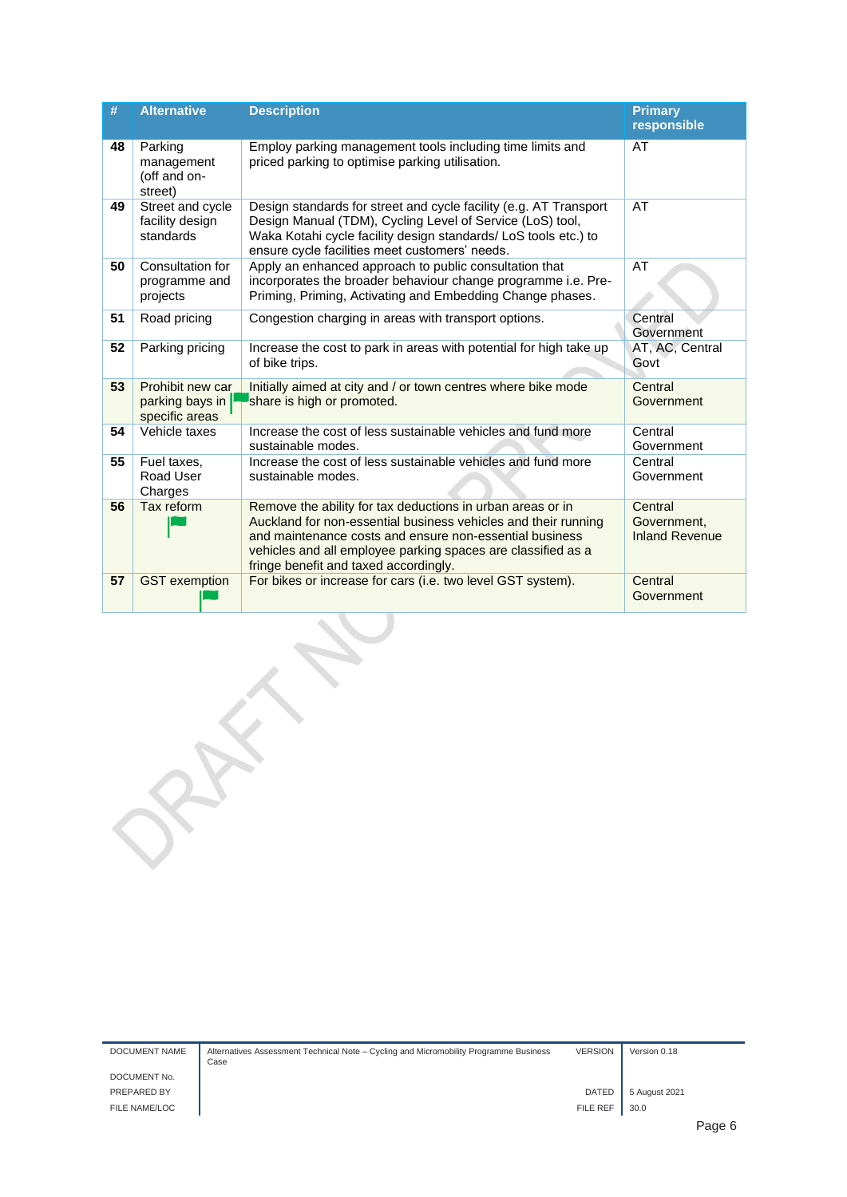| # | Alternative | Description | Primary responsible |
|---|---|---|---|
| 48 | Parking management (off and on-street) | Employ parking management tools including time limits and priced parking to optimise parking utilisation. | AT |
| 49 | Street and cycle facility design standards | Design standards for street and cycle facility (e.g. AT Transport Design Manual (TDM), Cycling Level of Service (LoS) tool, Waka Kotahi cycle facility design standards/ LoS tools etc.) to ensure cycle facilities meet customers' needs. | AT |
| 50 | Consultation for programme and projects | Apply an enhanced approach to public consultation that incorporates the broader behaviour change programme i.e. Pre-Priming, Priming, Activating and Embedding Change phases. | AT |
| 51 | Road pricing | Congestion charging in areas with transport options. | Central Government |
| 52 | Parking pricing | Increase the cost to park in areas with potential for high take up of bike trips. | AT, AC, Central Govt |
| 53 | Prohibit new car parking bays in specific areas | Initially aimed at city and / or town centres where bike mode share is high or promoted. | Central Government |
| 54 | Vehicle taxes | Increase the cost of less sustainable vehicles and fund more sustainable modes. | Central Government |
| 55 | Fuel taxes, Road User Charges | Increase the cost of less sustainable vehicles and fund more sustainable modes. | Central Government |
| 56 | Tax reform | Remove the ability for tax deductions in urban areas or in Auckland for non-essential business vehicles and their running and maintenance costs and ensure non-essential business vehicles and all employee parking spaces are classified as a fringe benefit and taxed accordingly. | Central Government, Inland Revenue |
| 57 | GST exemption | For bikes or increase for cars (i.e. two level GST system). | Central Government |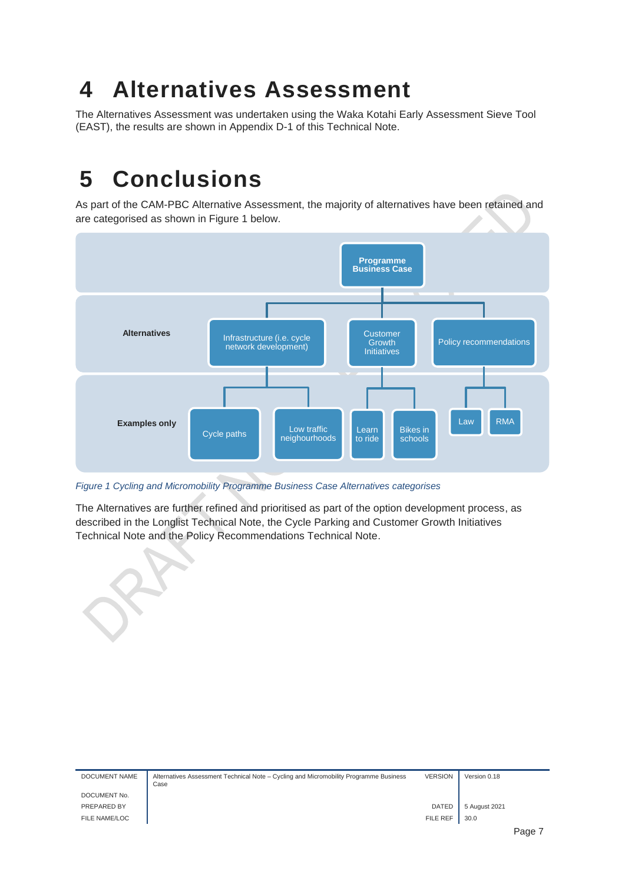# 4 Alternatives Assessment

The Alternatives Assessment was undertaken using the Waka Kotahi Early Assessment Sieve Tool (EAST), the results are shown in Appendix D-1 of this Technical Note.

# 5 Conclusions

As part of the CAM-PBC Alternative Assessment, the majority of alternatives have been retained and are categorised as shown in Figure 1 below.

- **Programme Business Case**
  - **Alternatives:** Infrastructure (i.e. cycle network development)
    - **Examples only:** Cycle paths
    - **Examples only:** Low traffic neighbourhoods
  - **Alternatives:** Customer Growth Initiatives
    - **Examples only:** Learn to ride
    - **Examples only:** Bikes in schools
  - **Alternatives:** Policy recommendations
    - **Examples only:** Law
    - **Examples only:** RMA

*Figure 1 Cycling and Micromobility Programme Business Case Alternatives categorises*

The Alternatives are further refined and prioritised as part of the option development process, as described in the Longlist Technical Note, the Cycle Parking and Customer Growth Initiatives Technical Note and the Policy Recommendations Technical Note.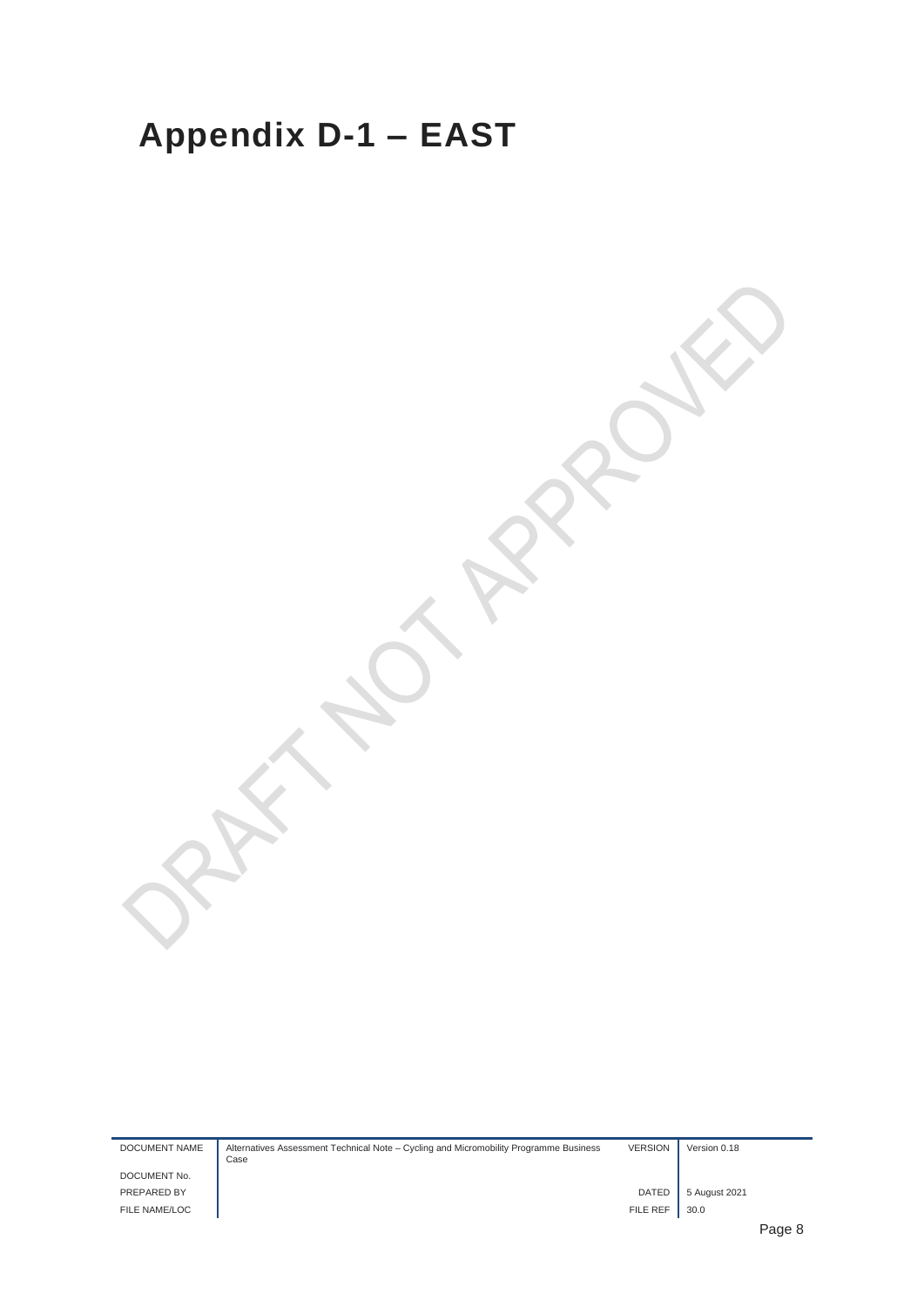# Appendix D-1 – EAST